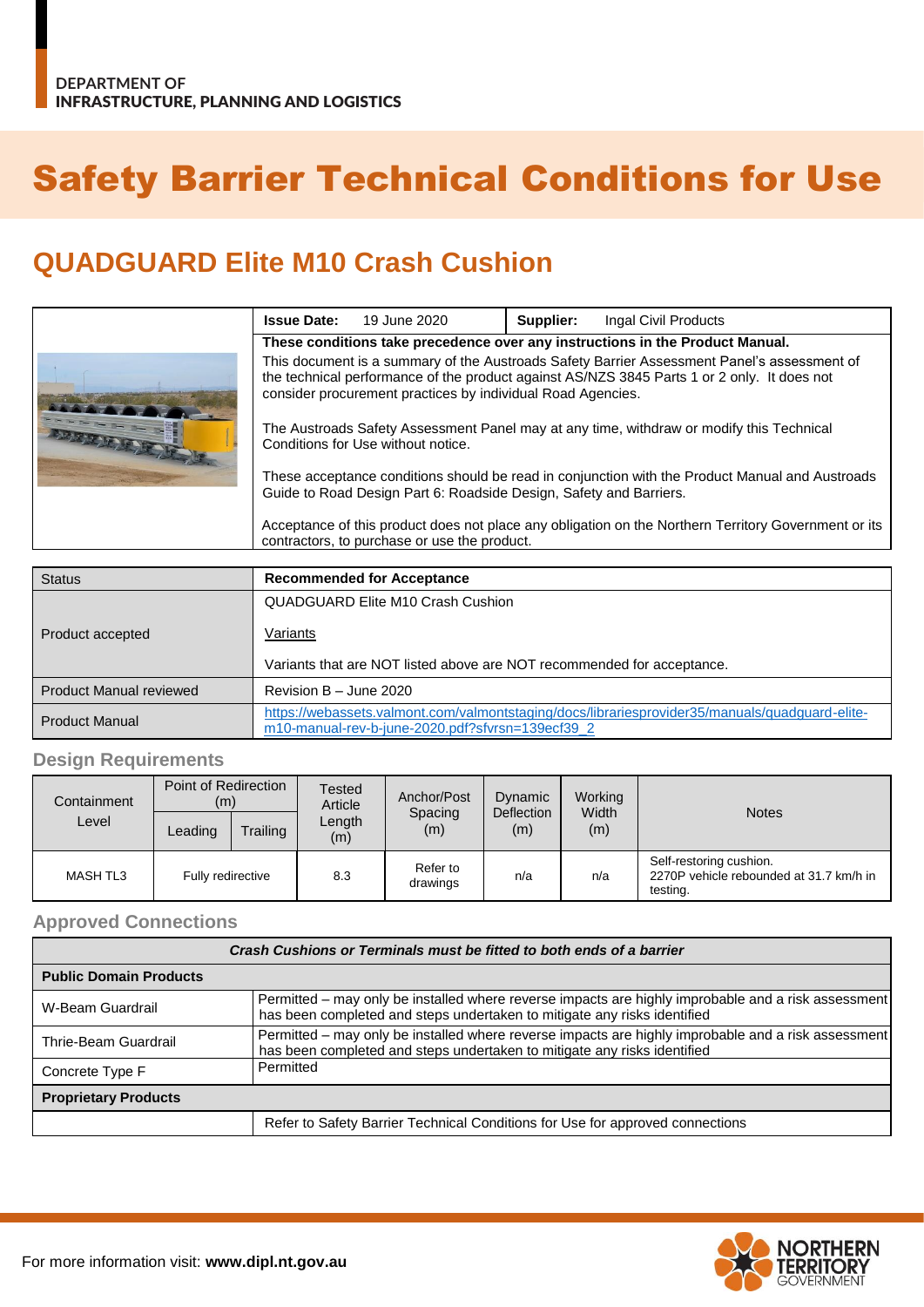DEPARTMENT OF
INFRASTRUCTURE, PLANNING AND LOGISTICS

# Safety Barrier Technical Conditions for Use

## QUADGUARD Elite M10 Crash Cushion

| | | |
|---|---|---|
| **Issue Date:** 19 June 2020 | **Supplier:** Ingal Civil Products | |

**These conditions take precedence over any instructions in the Product Manual.**

This document is a summary of the Austroads Safety Barrier Assessment Panel's assessment of the technical performance of the product against AS/NZS 3845 Parts 1 or 2 only. It does not consider procurement practices by individual Road Agencies.

The Austroads Safety Assessment Panel may at any time, withdraw or modify this Technical Conditions for Use without notice.

These acceptance conditions should be read in conjunction with the Product Manual and Austroads Guide to Road Design Part 6: Roadside Design, Safety and Barriers.

Acceptance of this product does not place any obligation on the Northern Territory Government or its contractors, to purchase or use the product.

| Status | **Recommended for Acceptance** |
|---|---|
| Product accepted | QUADGUARD Elite M10 Crash Cushion<br><br>Variants<br><br>Variants that are NOT listed above are NOT recommended for acceptance. |
| Product Manual reviewed | Revision B – June 2020 |
| Product Manual | https://webassets.valmont.com/valmontstaging/docs/librariesprovider35/manuals/quadguard-elite-m10-manual-rev-b-june-2020.pdf?sfvrsn=139ecf39_2 |

### Design Requirements

| Containment Level | Point of Redirection (m) | | Tested Article Length (m) | Anchor/Post Spacing (m) | Dynamic Deflection (m) | Working Width (m) | Notes |
|---|---|---|---|---|---|---|---|
| | Leading | Trailing | | | | | |
| MASH TL3 | Fully redirective | | 8.3 | Refer to drawings | n/a | n/a | Self-restoring cushion.<br>2270P vehicle rebounded at 31.7 km/h in testing. |

### Approved Connections

| *Crash Cushions or Terminals must be fitted to both ends of a barrier* | |
|---|---|
| **Public Domain Products** | |
| W-Beam Guardrail | Permitted – may only be installed where reverse impacts are highly improbable and a risk assessment has been completed and steps undertaken to mitigate any risks identified |
| Thrie-Beam Guardrail | Permitted – may only be installed where reverse impacts are highly improbable and a risk assessment has been completed and steps undertaken to mitigate any risks identified |
| Concrete Type F | Permitted |
| **Proprietary Products** | |
| | Refer to Safety Barrier Technical Conditions for Use for approved connections |

For more information visit: **www.dipl.nt.gov.au**

NORTHERN TERRITORY GOVERNMENT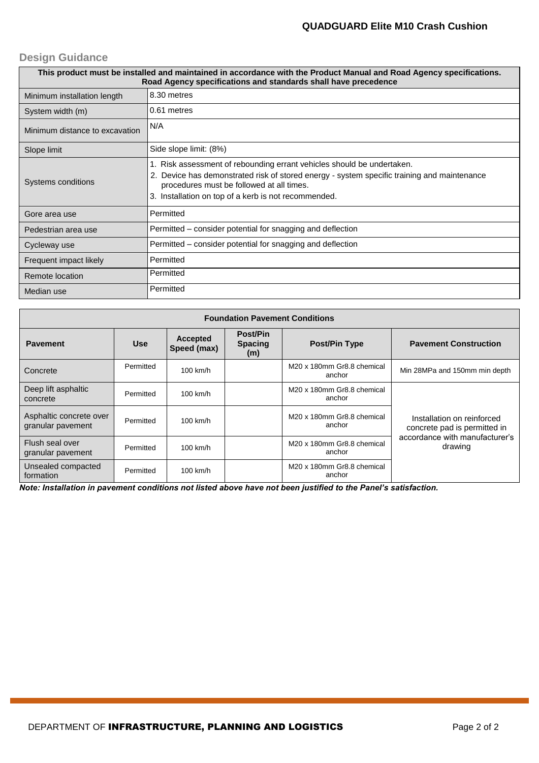## QUADGUARD Elite M10 Crash Cushion

### Design Guidance

| This product must be installed and maintained in accordance with the Product Manual and Road Agency specifications. Road Agency specifications and standards shall have precedence | |
|---|---|
| Minimum installation length | 8.30 metres |
| System width (m) | 0.61 metres |
| Minimum distance to excavation | N/A |
| Slope limit | Side slope limit: (8%) |
| Systems conditions | 1. Risk assessment of rebounding errant vehicles should be undertaken.<br>2. Device has demonstrated risk of stored energy - system specific training and maintenance procedures must be followed at all times.<br>3. Installation on top of a kerb is not recommended. |
| Gore area use | Permitted |
| Pedestrian area use | Permitted – consider potential for snagging and deflection |
| Cycleway use | Permitted – consider potential for snagging and deflection |
| Frequent impact likely | Permitted |
| Remote location | Permitted |
| Median use | Permitted |

| Foundation Pavement Conditions | | | | | |
|---|---|---|---|---|---|
| **Pavement** | **Use** | **Accepted Speed (max)** | **Post/Pin Spacing (m)** | **Post/Pin Type** | **Pavement Construction** |
| Concrete | Permitted | 100 km/h | | M20 x 180mm Gr8.8 chemical anchor | Min 28MPa and 150mm min depth |
| Deep lift asphaltic concrete | Permitted | 100 km/h | | M20 x 180mm Gr8.8 chemical anchor | Installation on reinforced concrete pad is permitted in accordance with manufacturer's drawing |
| Asphaltic concrete over granular pavement | Permitted | 100 km/h | | M20 x 180mm Gr8.8 chemical anchor | |
| Flush seal over granular pavement | Permitted | 100 km/h | | M20 x 180mm Gr8.8 chemical anchor | |
| Unsealed compacted formation | Permitted | 100 km/h | | M20 x 180mm Gr8.8 chemical anchor | |

***Note: Installation in pavement conditions not listed above have not been justified to the Panel's satisfaction.***

DEPARTMENT OF **INFRASTRUCTURE, PLANNING AND LOGISTICS**